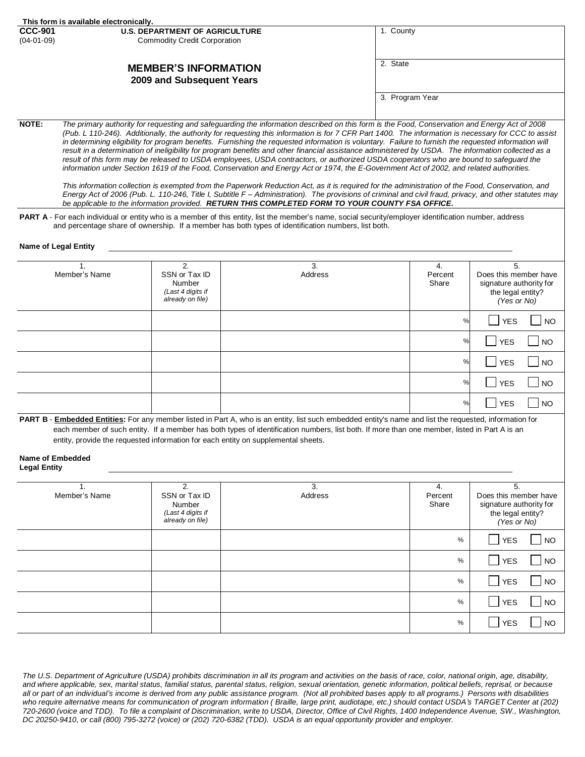This form is available electronically.

**CCC-901**
(04-01-09)

**U.S. DEPARTMENT OF AGRICULTURE**
Commodity Credit Corporation

# MEMBER'S INFORMATION
## 2009 and Subsequent Years

| 1. County |
|---|
| 2. State |
| 3. Program Year |

**NOTE:** *The primary authority for requesting and safeguarding the information described on this form is the Food, Conservation and Energy Act of 2008 (Pub. L 110-246). Additionally, the authority for requesting this information is for 7 CFR Part 1400. The information is necessary for CCC to assist in determining eligibility for program benefits. Furnishing the requested information is voluntary. Failure to furnish the requested information will result in a determination of ineligibility for program benefits and other financial assistance administered by USDA. The information collected as a result of this form may be released to USDA employees, USDA contractors, or authorized USDA cooperators who are bound to safeguard the information under Section 1619 of the Food, Conservation and Energy Act or 1974, the E-Government Act of 2002, and related authorities.*

*This information collection is exempted from the Paperwork Reduction Act, as it is required for the administration of the Food, Conservation, and Energy Act of 2006 (Pub. L. 110-246, Title I, Subtitle F – Administration). The provisions of criminal and civil fraud, privacy, and other statutes may be applicable to the information provided.* ***RETURN THIS COMPLETED FORM TO YOUR COUNTY FSA OFFICE.***

**PART A** - For each individual or entity who is a member of this entity, list the member's name, social security/employer identification number, address and percentage share of ownership. If a member has both types of identification numbers, list both.

**Name of Legal Entity** ____________________

| 1. Member's Name | 2. SSN or Tax ID Number *(Last 4 digits if already on file)* | 3. Address | 4. Percent Share | 5. Does this member have signature authority for the legal entity? *(Yes or No)* |
|---|---|---|---|---|
| | | | % | ☐ YES ☐ NO |
| | | | % | ☐ YES ☐ NO |
| | | | % | ☐ YES ☐ NO |
| | | | % | ☐ YES ☐ NO |
| | | | % | ☐ YES ☐ NO |

**PART B** - **Embedded Entities:** For any member listed in Part A, who is an entity, list such embedded entity's name and list the requested, information for each member of such entity. If a member has both types of identification numbers, list both. If more than one member, listed in Part A is an entity, provide the requested information for each entity on supplemental sheets.

**Name of Embedded Legal Entity** ____________________

| 1. Member's Name | 2. SSN or Tax ID Number *(Last 4 digits if already on file)* | 3. Address | 4. Percent Share | 5. Does this member have signature authority for the legal entity? *(Yes or No)* |
|---|---|---|---|---|
| | | | % | ☐ YES ☐ NO |
| | | | % | ☐ YES ☐ NO |
| | | | % | ☐ YES ☐ NO |
| | | | % | ☐ YES ☐ NO |
| | | | % | ☐ YES ☐ NO |

*The U.S. Department of Agriculture (USDA) prohibits discrimination in all its program and activities on the basis of race, color, national origin, age, disability, and where applicable, sex, marital status, familial status, parental status, religion, sexual orientation, genetic information, political beliefs, reprisal, or because all or part of an individual's income is derived from any public assistance program. (Not all prohibited bases apply to all programs.) Persons with disabilities who require alternative means for communication of program information ( Braille, large print, audiotape, etc.) should contact USDA's TARGET Center at (202) 720-2600 (voice and TDD). To file a complaint of Discrimination, write to USDA, Director, Office of Civil Rights, 1400 Independence Avenue, SW., Washington, DC 20250-9410, or call (800) 795-3272 (voice) or (202) 720-6382 (TDD). USDA is an equal opportunity provider and employer.*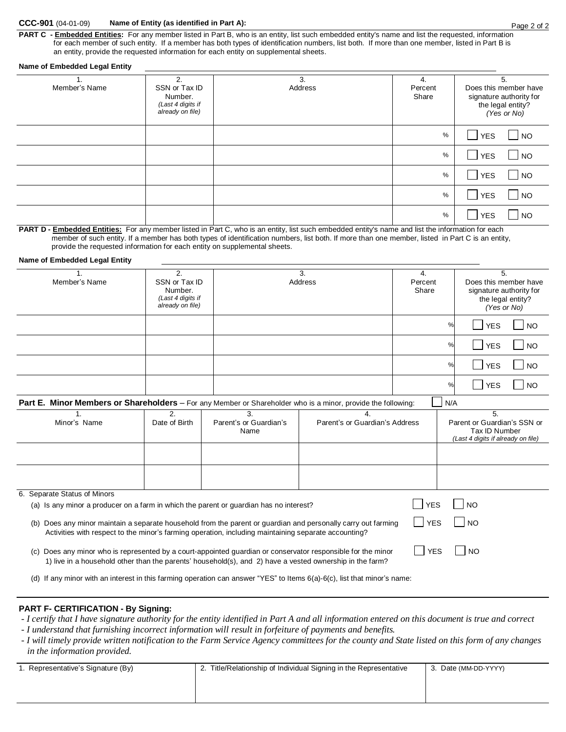**CCC-901** (04-01-09) **Name of Entity (as identified in Part A):**

**PART C - Embedded Entities:** For any member listed in Part B, who is an entity, list such embedded entity's name and list the requested, information for each member of such entity. If a member has both types of identification numbers, list both. If more than one member, listed in Part B is an entity, provide the requested information for each entity on supplemental sheets.

**Name of Embedded Legal Entity** \_\_\_\_\_\_\_\_\_\_\_\_\_\_\_\_\_\_\_\_\_\_\_\_\_\_\_\_\_\_

| 1. Member's Name | 2. SSN or Tax ID Number. *(Last 4 digits if already on file)* | 3. Address | 4. Percent Share | 5. Does this member have signature authority for the legal entity? *(Yes or No)* |
|---|---|---|---|---|
| | | | % | ☐ YES ☐ NO |
| | | | % | ☐ YES ☐ NO |
| | | | % | ☐ YES ☐ NO |
| | | | % | ☐ YES ☐ NO |
| | | | % | ☐ YES ☐ NO |

**PART D - Embedded Entities:** For any member listed in Part C, who is an entity, list such embedded entity's name and list the information for each member of such entity. If a member has both types of identification numbers, list both. If more than one member, listed in Part C is an entity, provide the requested information for each entity on supplemental sheets.

**Name of Embedded Legal Entity** \_\_\_\_\_\_\_\_\_\_\_\_\_\_\_\_\_\_\_\_\_\_\_\_\_\_\_\_\_\_

| 1. Member's Name | 2. SSN or Tax ID Number. *(Last 4 digits if already on file)* | 3. Address | 4. Percent Share | 5. Does this member have signature authority for the legal entity? *(Yes or No)* |
|---|---|---|---|---|
| | | | % | ☐ YES ☐ NO |
| | | | % | ☐ YES ☐ NO |
| | | | % | ☐ YES ☐ NO |
| | | | % | ☐ YES ☐ NO |

**Part E. Minor Members or Shareholders** – For any Member or Shareholder who is a minor, provide the following: ☐ N/A

| 1. Minor's Name | 2. Date of Birth | 3. Parent's or Guardian's Name | 4. Parent's or Guardian's Address | 5. Parent or Guardian's SSN or Tax ID Number *(Last 4 digits if already on file)* |
|---|---|---|---|---|
| | | | | |
| | | | | |

6. Separate Status of Minors

(a) Is any minor a producer on a farm in which the parent or guardian has no interest? ☐ YES ☐ NO

(b) Does any minor maintain a separate household from the parent or guardian and personally carry out farming Activities with respect to the minor's farming operation, including maintaining separate accounting? ☐ YES ☐ NO

(c) Does any minor who is represented by a court-appointed guardian or conservator responsible for the minor 1) live in a household other than the parents' household(s), and 2) have a vested ownership in the farm? ☐ YES ☐ NO

(d) If any minor with an interest in this farming operation can answer "YES" to Items 6(a)-6(c), list that minor's name:

**PART F- CERTIFICATION - By Signing:**

- *I certify that I have signature authority for the entity identified in Part A and all information entered on this document is true and correct*
- *I understand that furnishing incorrect information will result in forfeiture of payments and benefits.*
- *I will timely provide written notification to the Farm Service Agency committees for the county and State listed on this form of any changes in the information provided.*

| 1. Representative's Signature (By) | 2. Title/Relationship of Individual Signing in the Representative | 3. Date (MM-DD-YYYY) |
|---|---|---|
| | | |